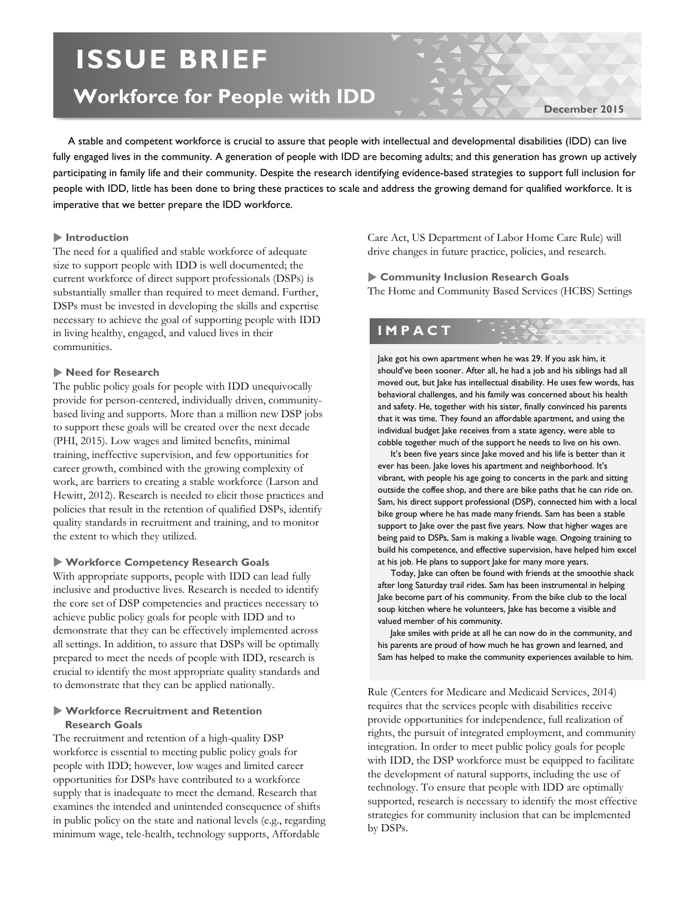# ISSUE BRIEF

## Workforce for People with IDD

December 2015

A stable and competent workforce is crucial to assure that people with intellectual and developmental disabilities (IDD) can live fully engaged lives in the community. A generation of people with IDD are becoming adults; and this generation has grown up actively participating in family life and their community. Despite the research identifying evidence-based strategies to support full inclusion for people with IDD, little has been done to bring these practices to scale and address the growing demand for qualified workforce. It is imperative that we better prepare the IDD workforce.

### Introduction

The need for a qualified and stable workforce of adequate size to support people with IDD is well documented; the current workforce of direct support professionals (DSPs) is substantially smaller than required to meet demand. Further, DSPs must be invested in developing the skills and expertise necessary to achieve the goal of supporting people with IDD in living healthy, engaged, and valued lives in their communities.

### Need for Research

The public policy goals for people with IDD unequivocally provide for person-centered, individually driven, community-based living and supports. More than a million new DSP jobs to support these goals will be created over the next decade (PHI, 2015). Low wages and limited benefits, minimal training, ineffective supervision, and few opportunities for career growth, combined with the growing complexity of work, are barriers to creating a stable workforce (Larson and Hewitt, 2012). Research is needed to elicit those practices and policies that result in the retention of qualified DSPs, identify quality standards in recruitment and training, and to monitor the extent to which they utilized.

### Workforce Competency Research Goals

With appropriate supports, people with IDD can lead fully inclusive and productive lives. Research is needed to identify the core set of DSP competencies and practices necessary to achieve public policy goals for people with IDD and to demonstrate that they can be effectively implemented across all settings. In addition, to assure that DSPs will be optimally prepared to meet the needs of people with IDD, research is crucial to identify the most appropriate quality standards and to demonstrate that they can be applied nationally.

### Workforce Recruitment and Retention Research Goals

The recruitment and retention of a high-quality DSP workforce is essential to meeting public policy goals for people with IDD; however, low wages and limited career opportunities for DSPs have contributed to a workforce supply that is inadequate to meet the demand. Research that examines the intended and unintended consequence of shifts in public policy on the state and national levels (e.g., regarding minimum wage, tele-health, technology supports, Affordable Care Act, US Department of Labor Home Care Rule) will drive changes in future practice, policies, and research.

### Community Inclusion Research Goals

The Home and Community Based Services (HCBS) Settings Rule (Centers for Medicare and Medicaid Services, 2014) requires that the services people with disabilities receive provide opportunities for independence, full realization of rights, the pursuit of integrated employment, and community integration. In order to meet public policy goals for people with IDD, the DSP workforce must be equipped to facilitate the development of natural supports, including the use of technology. To ensure that people with IDD are optimally supported, research is necessary to identify the most effective strategies for community inclusion that can be implemented by DSPs.

### IMPACT

Jake got his own apartment when he was 29. If you ask him, it should've been sooner. After all, he had a job and his siblings had all moved out, but Jake has intellectual disability. He uses few words, has behavioral challenges, and his family was concerned about his health and safety. He, together with his sister, finally convinced his parents that it was time. They found an affordable apartment, and using the individual budget Jake receives from a state agency, were able to cobble together much of the support he needs to live on his own.

It's been five years since Jake moved and his life is better than it ever has been. Jake loves his apartment and neighborhood. It's vibrant, with people his age going to concerts in the park and sitting outside the coffee shop, and there are bike paths that he can ride on. Sam, his direct support professional (DSP), connected him with a local bike group where he has made many friends. Sam has been a stable support to Jake over the past five years. Now that higher wages are being paid to DSPs, Sam is making a livable wage. Ongoing training to build his competence, and effective supervision, have helped him excel at his job. He plans to support Jake for many more years.

Today, Jake can often be found with friends at the smoothie shack after long Saturday trail rides. Sam has been instrumental in helping Jake become part of his community. From the bike club to the local soup kitchen where he volunteers, Jake has become a visible and valued member of his community.

Jake smiles with pride at all he can now do in the community, and his parents are proud of how much he has grown and learned, and Sam has helped to make the community experiences available to him.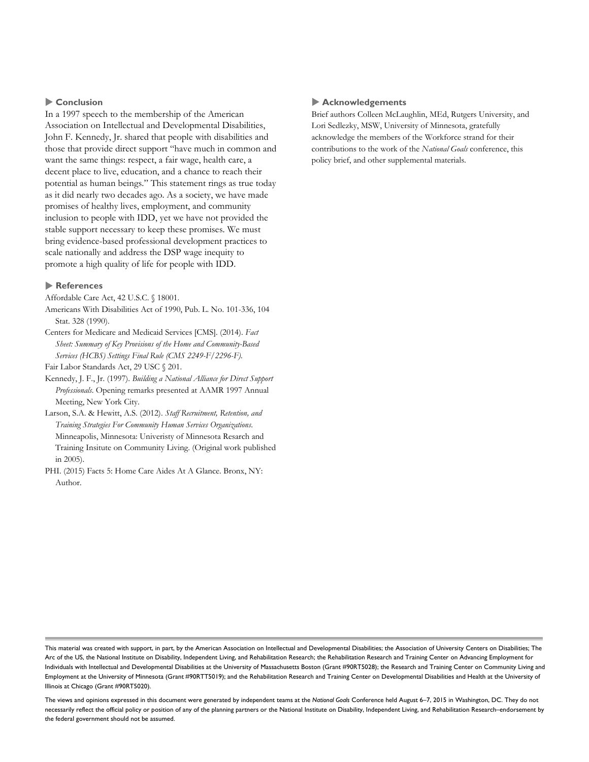## Conclusion

In a 1997 speech to the membership of the American Association on Intellectual and Developmental Disabilities, John F. Kennedy, Jr. shared that people with disabilities and those that provide direct support "have much in common and want the same things: respect, a fair wage, health care, a decent place to live, education, and a chance to reach their potential as human beings." This statement rings as true today as it did nearly two decades ago. As a society, we have made promises of healthy lives, employment, and community inclusion to people with IDD, yet we have not provided the stable support necessary to keep these promises. We must bring evidence-based professional development practices to scale nationally and address the DSP wage inequity to promote a high quality of life for people with IDD.

## References

Affordable Care Act, 42 U.S.C. § 18001.

Americans With Disabilities Act of 1990, Pub. L. No. 101-336, 104 Stat. 328 (1990).

Centers for Medicare and Medicaid Services [CMS]. (2014). *Fact Sheet: Summary of Key Provisions of the Home and Community-Based Services (HCBS) Settings Final Rule (CMS 2249-F/2296-F).*

Fair Labor Standards Act, 29 USC § 201.

Kennedy, J. F., Jr. (1997). *Building a National Alliance for Direct Support Professionals*. Opening remarks presented at AAMR 1997 Annual Meeting, New York City.

Larson, S.A. & Hewitt, A.S. (2012). *Staff Recruitment, Retention, and Training Strategies For Community Human Services Organizations*. Minneapolis, Minnesota: Univeristy of Minnesota Resarch and Training Insitute on Community Living. (Original work published in 2005).

PHI. (2015) Facts 5: Home Care Aides At A Glance. Bronx, NY: Author.

## Acknowledgements

Brief authors Colleen McLaughlin, MEd, Rutgers University, and Lori Sedlezky, MSW, University of Minnesota, gratefully acknowledge the members of the Workforce strand for their contributions to the work of the *National Goals* conference, this policy brief, and other supplemental materials.

---

This material was created with support, in part, by the American Association on Intellectual and Developmental Disabilities; the Association of University Centers on Disabilities; The Arc of the US, the National Institute on Disability, Independent Living, and Rehabilitation Research; the Rehabilitation Research and Training Center on Advancing Employment for Individuals with Intellectual and Developmental Disabilities at the University of Massachusetts Boston (Grant #90RT5028); the Research and Training Center on Community Living and Employment at the University of Minnesota (Grant #90RTT5019); and the Rehabilitation Research and Training Center on Developmental Disabilities and Health at the University of Illinois at Chicago (Grant #90RT5020).

The views and opinions expressed in this document were generated by independent teams at the *National Goals* Conference held August 6–7, 2015 in Washington, DC. They do not necessarily reflect the official policy or position of any of the planning partners or the National Institute on Disability, Independent Living, and Rehabilitation Research–endorsement by the federal government should not be assumed.